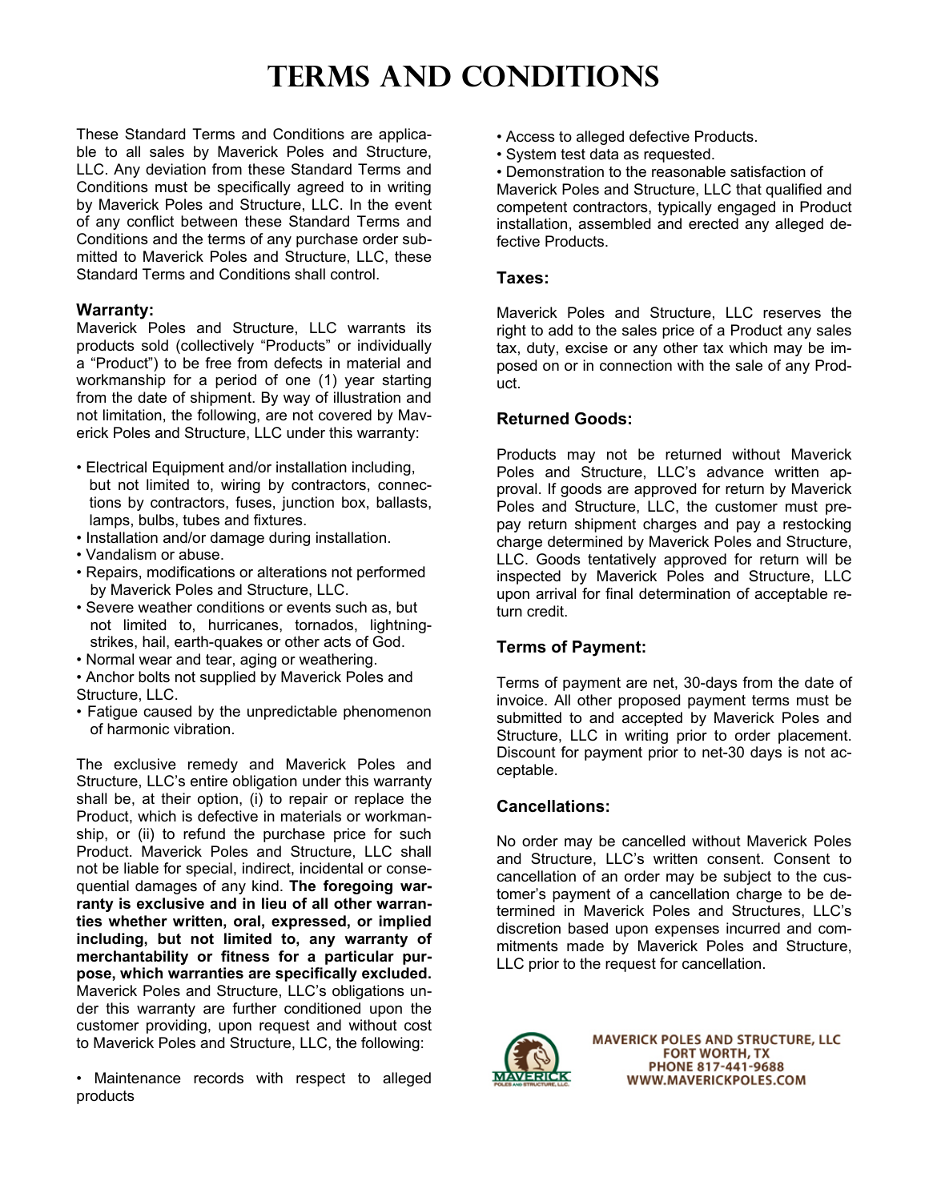# TERMS AND CONDITIONS

These Standard Terms and Conditions are applicable to all sales by Maverick Poles and Structure, LLC. Any deviation from these Standard Terms and Conditions must be specifically agreed to in writing by Maverick Poles and Structure, LLC. In the event of any conflict between these Standard Terms and Conditions and the terms of any purchase order submitted to Maverick Poles and Structure, LLC, these Standard Terms and Conditions shall control.

### Warranty:

Maverick Poles and Structure, LLC warrants its products sold (collectively "Products" or individually a "Product") to be free from defects in material and workmanship for a period of one (1) year starting from the date of shipment. By way of illustration and not limitation, the following, are not covered by Maverick Poles and Structure, LLC under this warranty:

- Electrical Equipment and/or installation including, but not limited to, wiring by contractors, connections by contractors, fuses, junction box, ballasts, lamps, bulbs, tubes and fixtures.
- Installation and/or damage during installation.
- Vandalism or abuse.
- Repairs, modifications or alterations not performed by Maverick Poles and Structure, LLC.
- Severe weather conditions or events such as, but not limited to, hurricanes, tornados, lightning-strikes, hail, earth-quakes or other acts of God.
- Normal wear and tear, aging or weathering.
- Anchor bolts not supplied by Maverick Poles and Structure, LLC.
- Fatigue caused by the unpredictable phenomenon of harmonic vibration.

The exclusive remedy and Maverick Poles and Structure, LLC's entire obligation under this warranty shall be, at their option, (i) to repair or replace the Product, which is defective in materials or workmanship, or (ii) to refund the purchase price for such Product. Maverick Poles and Structure, LLC shall not be liable for special, indirect, incidental or consequential damages of any kind. **The foregoing warranty is exclusive and in lieu of all other warranties whether written, oral, expressed, or implied including, but not limited to, any warranty of merchantability or fitness for a particular purpose, which warranties are specifically excluded.** Maverick Poles and Structure, LLC's obligations under this warranty are further conditioned upon the customer providing, upon request and without cost to Maverick Poles and Structure, LLC, the following:

- Maintenance records with respect to alleged products
- Access to alleged defective Products.
- System test data as requested.
- Demonstration to the reasonable satisfaction of Maverick Poles and Structure, LLC that qualified and competent contractors, typically engaged in Product installation, assembled and erected any alleged defective Products.

### Taxes:

Maverick Poles and Structure, LLC reserves the right to add to the sales price of a Product any sales tax, duty, excise or any other tax which may be imposed on or in connection with the sale of any Product.

### Returned Goods:

Products may not be returned without Maverick Poles and Structure, LLC's advance written approval. If goods are approved for return by Maverick Poles and Structure, LLC, the customer must prepay return shipment charges and pay a restocking charge determined by Maverick Poles and Structure, LLC. Goods tentatively approved for return will be inspected by Maverick Poles and Structure, LLC upon arrival for final determination of acceptable return credit.

### Terms of Payment:

Terms of payment are net, 30-days from the date of invoice. All other proposed payment terms must be submitted to and accepted by Maverick Poles and Structure, LLC in writing prior to order placement. Discount for payment prior to net-30 days is not acceptable.

### Cancellations:

No order may be cancelled without Maverick Poles and Structure, LLC's written consent. Consent to cancellation of an order may be subject to the customer's payment of a cancellation charge to be determined in Maverick Poles and Structures, LLC's discretion based upon expenses incurred and commitments made by Maverick Poles and Structure, LLC prior to the request for cancellation.

MAVERICK POLES AND STRUCTURE, LLC
FORT WORTH, TX
PHONE 817-441-9688
WWW.MAVERICKPOLES.COM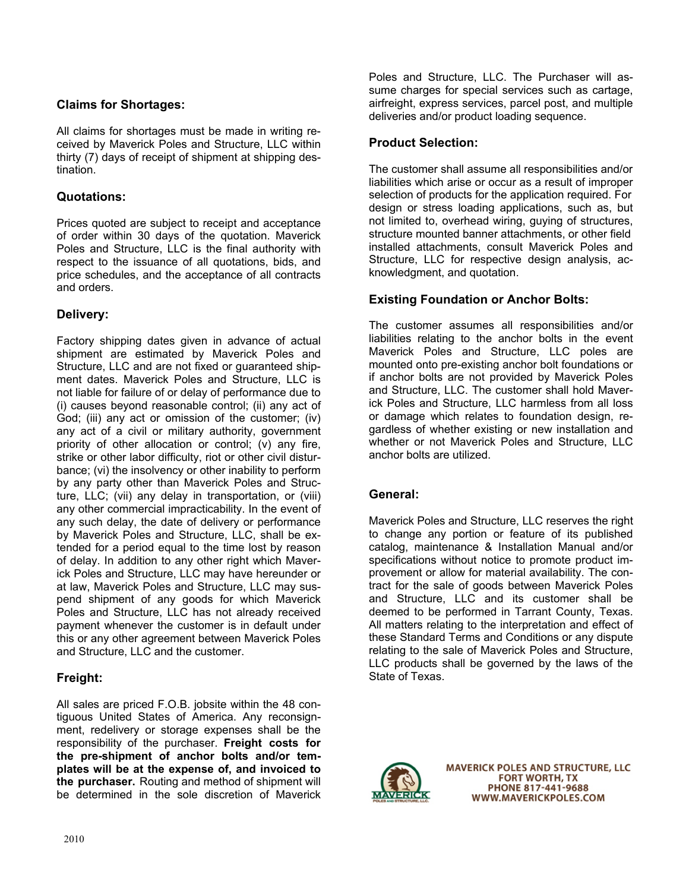## Claims for Shortages:

All claims for shortages must be made in writing received by Maverick Poles and Structure, LLC within thirty (7) days of receipt of shipment at shipping destination.

## Quotations:

Prices quoted are subject to receipt and acceptance of order within 30 days of the quotation. Maverick Poles and Structure, LLC is the final authority with respect to the issuance of all quotations, bids, and price schedules, and the acceptance of all contracts and orders.

## Delivery:

Factory shipping dates given in advance of actual shipment are estimated by Maverick Poles and Structure, LLC and are not fixed or guaranteed shipment dates. Maverick Poles and Structure, LLC is not liable for failure of or delay of performance due to (i) causes beyond reasonable control; (ii) any act of God; (iii) any act or omission of the customer; (iv) any act of a civil or military authority, government priority of other allocation or control; (v) any fire, strike or other labor difficulty, riot or other civil disturbance; (vi) the insolvency or other inability to perform by any party other than Maverick Poles and Structure, LLC; (vii) any delay in transportation, or (viii) any other commercial impracticability. In the event of any such delay, the date of delivery or performance by Maverick Poles and Structure, LLC, shall be extended for a period equal to the time lost by reason of delay. In addition to any other right which Maverick Poles and Structure, LLC may have hereunder or at law, Maverick Poles and Structure, LLC may suspend shipment of any goods for which Maverick Poles and Structure, LLC has not already received payment whenever the customer is in default under this or any other agreement between Maverick Poles and Structure, LLC and the customer.

## Freight:

All sales are priced F.O.B. jobsite within the 48 contiguous United States of America. Any reconsignment, redelivery or storage expenses shall be the responsibility of the purchaser. **Freight costs for the pre-shipment of anchor bolts and/or templates will be at the expense of, and invoiced to the purchaser.** Routing and method of shipment will be determined in the sole discretion of Maverick Poles and Structure, LLC. The Purchaser will assume charges for special services such as cartage, airfreight, express services, parcel post, and multiple deliveries and/or product loading sequence.

## Product Selection:

The customer shall assume all responsibilities and/or liabilities which arise or occur as a result of improper selection of products for the application required. For design or stress loading applications, such as, but not limited to, overhead wiring, guying of structures, structure mounted banner attachments, or other field installed attachments, consult Maverick Poles and Structure, LLC for respective design analysis, acknowledgment, and quotation.

## Existing Foundation or Anchor Bolts:

The customer assumes all responsibilities and/or liabilities relating to the anchor bolts in the event Maverick Poles and Structure, LLC poles are mounted onto pre-existing anchor bolt foundations or if anchor bolts are not provided by Maverick Poles and Structure, LLC. The customer shall hold Maverick Poles and Structure, LLC harmless from all loss or damage which relates to foundation design, regardless of whether existing or new installation and whether or not Maverick Poles and Structure, LLC anchor bolts are utilized.

## General:

Maverick Poles and Structure, LLC reserves the right to change any portion or feature of its published catalog, maintenance & Installation Manual and/or specifications without notice to promote product improvement or allow for material availability. The contract for the sale of goods between Maverick Poles and Structure, LLC and its customer shall be deemed to be performed in Tarrant County, Texas. All matters relating to the interpretation and effect of these Standard Terms and Conditions or any dispute relating to the sale of Maverick Poles and Structure, LLC products shall be governed by the laws of the State of Texas.

MAVERICK POLES AND STRUCTURE, LLC
FORT WORTH, TX
PHONE 817-441-9688
WWW.MAVERICKPOLES.COM

2010